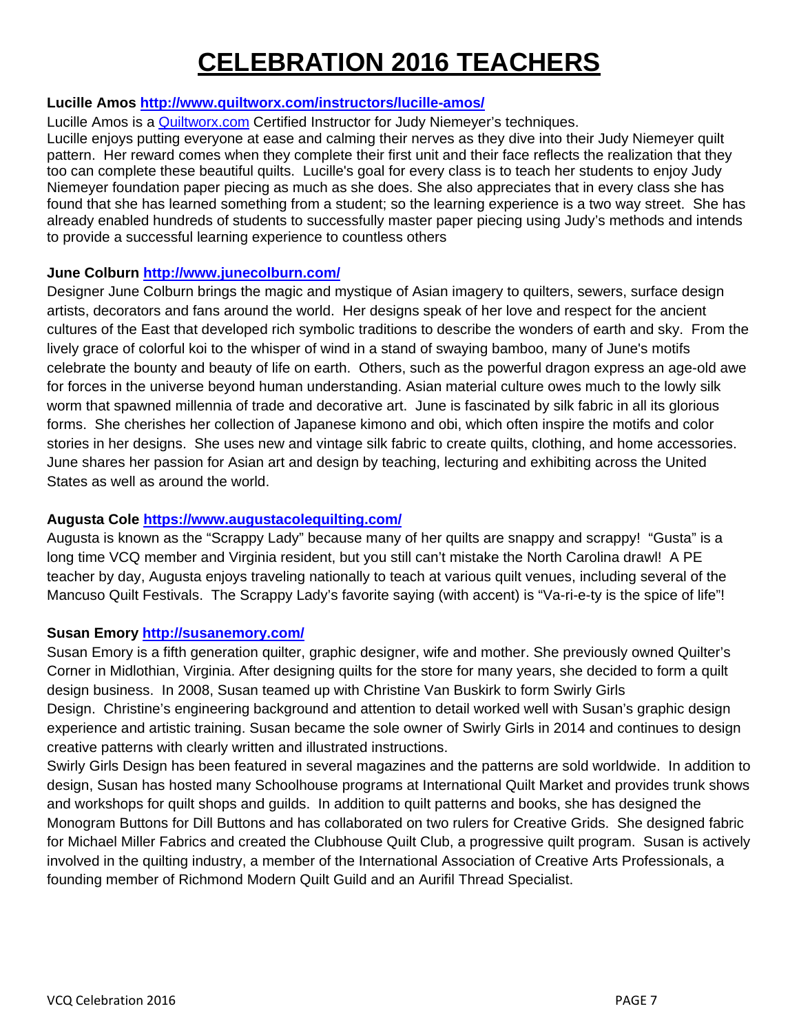# CELEBRATION 2016 TEACHERS

**Lucille Amos http://www.quiltworx.com/instructors/lucille-amos/**

Lucille Amos is a Quiltworx.com Certified Instructor for Judy Niemeyer's techniques.
Lucille enjoys putting everyone at ease and calming their nerves as they dive into their Judy Niemeyer quilt pattern. Her reward comes when they complete their first unit and their face reflects the realization that they too can complete these beautiful quilts. Lucille's goal for every class is to teach her students to enjoy Judy Niemeyer foundation paper piecing as much as she does. She also appreciates that in every class she has found that she has learned something from a student; so the learning experience is a two way street. She has already enabled hundreds of students to successfully master paper piecing using Judy's methods and intends to provide a successful learning experience to countless others

**June Colburn http://www.junecolburn.com/**

Designer June Colburn brings the magic and mystique of Asian imagery to quilters, sewers, surface design artists, decorators and fans around the world. Her designs speak of her love and respect for the ancient cultures of the East that developed rich symbolic traditions to describe the wonders of earth and sky. From the lively grace of colorful koi to the whisper of wind in a stand of swaying bamboo, many of June's motifs celebrate the bounty and beauty of life on earth. Others, such as the powerful dragon express an age-old awe for forces in the universe beyond human understanding. Asian material culture owes much to the lowly silk worm that spawned millennia of trade and decorative art. June is fascinated by silk fabric in all its glorious forms. She cherishes her collection of Japanese kimono and obi, which often inspire the motifs and color stories in her designs. She uses new and vintage silk fabric to create quilts, clothing, and home accessories. June shares her passion for Asian art and design by teaching, lecturing and exhibiting across the United States as well as around the world.

**Augusta Cole https://www.augustacolequilting.com/**

Augusta is known as the "Scrappy Lady" because many of her quilts are snappy and scrappy! "Gusta" is a long time VCQ member and Virginia resident, but you still can't mistake the North Carolina drawl! A PE teacher by day, Augusta enjoys traveling nationally to teach at various quilt venues, including several of the Mancuso Quilt Festivals. The Scrappy Lady's favorite saying (with accent) is "Va-ri-e-ty is the spice of life"!

**Susan Emory http://susanemory.com/**

Susan Emory is a fifth generation quilter, graphic designer, wife and mother. She previously owned Quilter's Corner in Midlothian, Virginia. After designing quilts for the store for many years, she decided to form a quilt design business. In 2008, Susan teamed up with Christine Van Buskirk to form Swirly Girls Design. Christine's engineering background and attention to detail worked well with Susan's graphic design experience and artistic training. Susan became the sole owner of Swirly Girls in 2014 and continues to design creative patterns with clearly written and illustrated instructions.

Swirly Girls Design has been featured in several magazines and the patterns are sold worldwide. In addition to design, Susan has hosted many Schoolhouse programs at International Quilt Market and provides trunk shows and workshops for quilt shops and guilds. In addition to quilt patterns and books, she has designed the Monogram Buttons for Dill Buttons and has collaborated on two rulers for Creative Grids. She designed fabric for Michael Miller Fabrics and created the Clubhouse Quilt Club, a progressive quilt program. Susan is actively involved in the quilting industry, a member of the International Association of Creative Arts Professionals, a founding member of Richmond Modern Quilt Guild and an Aurifil Thread Specialist.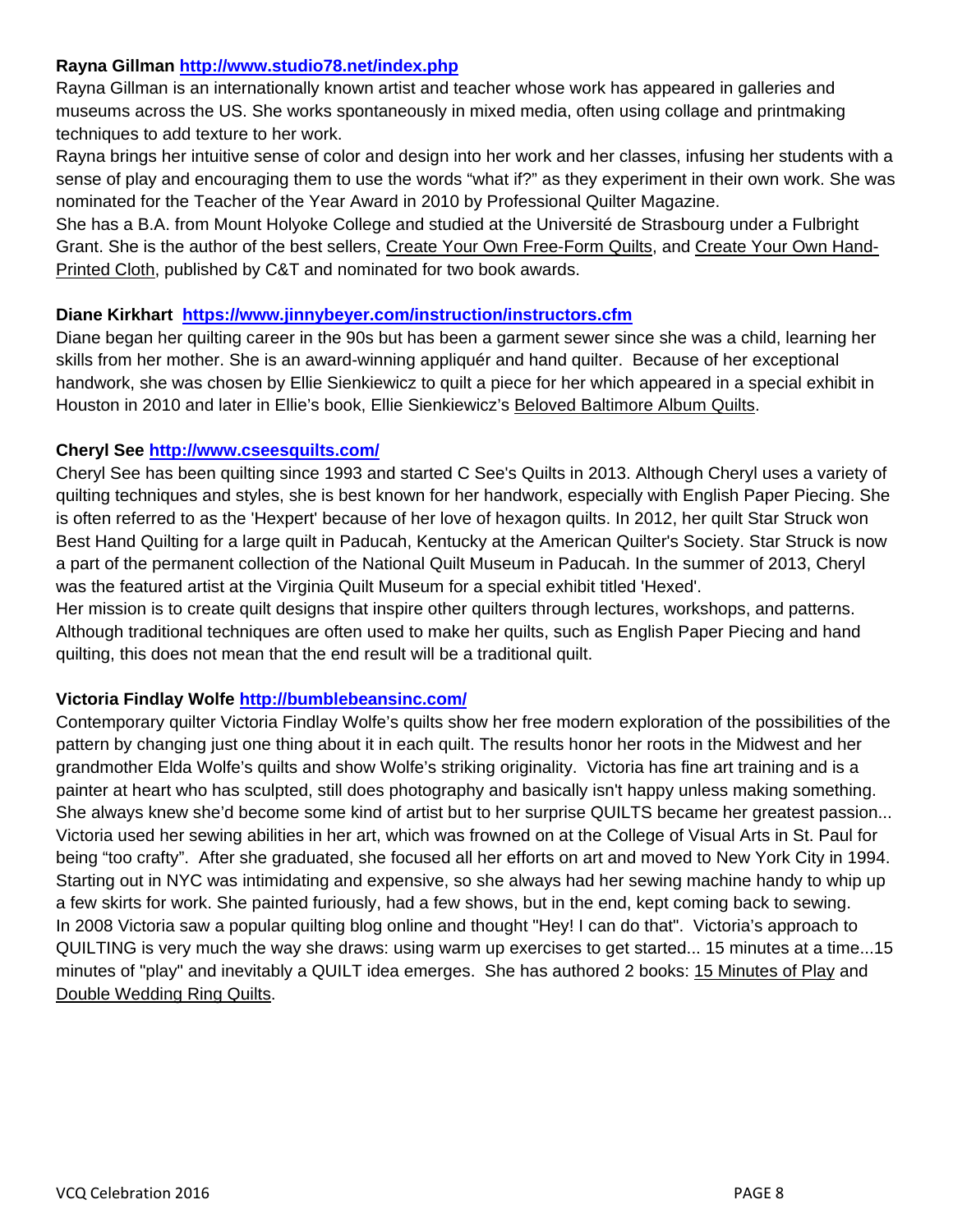**Rayna Gillman** [http://www.studio78.net/index.php](http://www.studio78.net/index.php)

Rayna Gillman is an internationally known artist and teacher whose work has appeared in galleries and museums across the US. She works spontaneously in mixed media, often using collage and printmaking techniques to add texture to her work.

Rayna brings her intuitive sense of color and design into her work and her classes, infusing her students with a sense of play and encouraging them to use the words "what if?" as they experiment in their own work. She was nominated for the Teacher of the Year Award in 2010 by Professional Quilter Magazine.

She has a B.A. from Mount Holyoke College and studied at the Université de Strasbourg under a Fulbright Grant. She is the author of the best sellers, Create Your Own Free-Form Quilts, and Create Your Own Hand-Printed Cloth, published by C&T and nominated for two book awards.

**Diane Kirkhart** [https://www.jinnybeyer.com/instruction/instructors.cfm](https://www.jinnybeyer.com/instruction/instructors.cfm)

Diane began her quilting career in the 90s but has been a garment sewer since she was a child, learning her skills from her mother. She is an award-winning appliquér and hand quilter. Because of her exceptional handwork, she was chosen by Ellie Sienkiewicz to quilt a piece for her which appeared in a special exhibit in Houston in 2010 and later in Ellie's book, Ellie Sienkiewicz's Beloved Baltimore Album Quilts.

**Cheryl See** [http://www.cseesquilts.com/](http://www.cseesquilts.com/)

Cheryl See has been quilting since 1993 and started C See's Quilts in 2013. Although Cheryl uses a variety of quilting techniques and styles, she is best known for her handwork, especially with English Paper Piecing. She is often referred to as the 'Hexpert' because of her love of hexagon quilts. In 2012, her quilt Star Struck won Best Hand Quilting for a large quilt in Paducah, Kentucky at the American Quilter's Society. Star Struck is now a part of the permanent collection of the National Quilt Museum in Paducah. In the summer of 2013, Cheryl was the featured artist at the Virginia Quilt Museum for a special exhibit titled 'Hexed'.

Her mission is to create quilt designs that inspire other quilters through lectures, workshops, and patterns. Although traditional techniques are often used to make her quilts, such as English Paper Piecing and hand quilting, this does not mean that the end result will be a traditional quilt.

**Victoria Findlay Wolfe** [http://bumblebeansinc.com/](http://bumblebeansinc.com/)

Contemporary quilter Victoria Findlay Wolfe's quilts show her free modern exploration of the possibilities of the pattern by changing just one thing about it in each quilt. The results honor her roots in the Midwest and her grandmother Elda Wolfe's quilts and show Wolfe's striking originality. Victoria has fine art training and is a painter at heart who has sculpted, still does photography and basically isn't happy unless making something. She always knew she'd become some kind of artist but to her surprise QUILTS became her greatest passion... Victoria used her sewing abilities in her art, which was frowned on at the College of Visual Arts in St. Paul for being "too crafty". After she graduated, she focused all her efforts on art and moved to New York City in 1994. Starting out in NYC was intimidating and expensive, so she always had her sewing machine handy to whip up a few skirts for work. She painted furiously, had a few shows, but in the end, kept coming back to sewing. In 2008 Victoria saw a popular quilting blog online and thought "Hey! I can do that". Victoria's approach to QUILTING is very much the way she draws: using warm up exercises to get started... 15 minutes at a time...15 minutes of "play" and inevitably a QUILT idea emerges. She has authored 2 books: 15 Minutes of Play and Double Wedding Ring Quilts.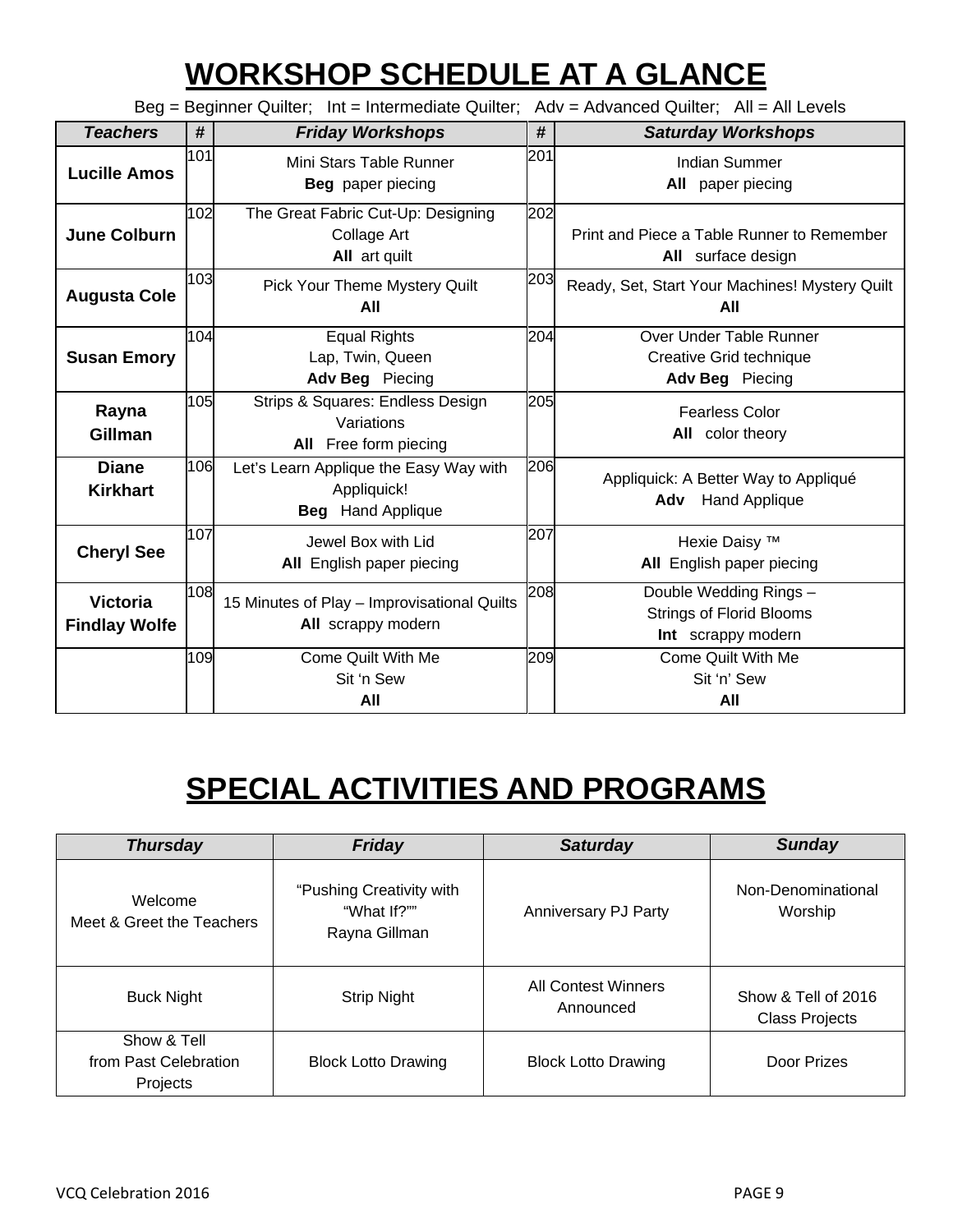# WORKSHOP SCHEDULE AT A GLANCE

Beg = Beginner Quilter; Int = Intermediate Quilter; Adv = Advanced Quilter; All = All Levels

| *Teachers* | # | *Friday Workshops* | # | *Saturday Workshops* |
|---|---|---|---|---|
| **Lucille Amos** | 101 | Mini Stars Table Runner<br>**Beg** paper piecing | 201 | Indian Summer<br>**All** paper piecing |
| **June Colburn** | 102 | The Great Fabric Cut-Up: Designing Collage Art<br>**All** art quilt | 202 | Print and Piece a Table Runner to Remember<br>**All** surface design |
| **Augusta Cole** | 103 | Pick Your Theme Mystery Quilt<br>**All** | 203 | Ready, Set, Start Your Machines! Mystery Quilt<br>**All** |
| **Susan Emory** | 104 | Equal Rights<br>Lap, Twin, Queen<br>**Adv Beg** Piecing | 204 | Over Under Table Runner<br>Creative Grid technique<br>**Adv Beg** Piecing |
| **Rayna Gillman** | 105 | Strips & Squares: Endless Design Variations<br>**All** Free form piecing | 205 | Fearless Color<br>**All** color theory |
| **Diane Kirkhart** | 106 | Let's Learn Applique the Easy Way with Appliquick!<br>**Beg** Hand Applique | 206 | Appliquick: A Better Way to Appliqué<br>**Adv** Hand Applique |
| **Cheryl See** | 107 | Jewel Box with Lid<br>**All** English paper piecing | 207 | Hexie Daisy ™<br>**All** English paper piecing |
| **Victoria Findlay Wolfe** | 108 | 15 Minutes of Play – Improvisational Quilts<br>**All** scrappy modern | 208 | Double Wedding Rings –<br>Strings of Florid Blooms<br>**Int** scrappy modern |
| | 109 | Come Quilt With Me<br>Sit 'n Sew<br>**All** | 209 | Come Quilt With Me<br>Sit 'n' Sew<br>**All** |

# SPECIAL ACTIVITIES AND PROGRAMS

| *Thursday* | *Friday* | *Saturday* | *Sunday* |
|---|---|---|---|
| Welcome<br>Meet & Greet the Teachers | "Pushing Creativity with "What If?""<br>Rayna Gillman | Anniversary PJ Party | Non-Denominational Worship |
| Buck Night | Strip Night | All Contest Winners Announced | Show & Tell of 2016 Class Projects |
| Show & Tell<br>from Past Celebration Projects | Block Lotto Drawing | Block Lotto Drawing | Door Prizes |